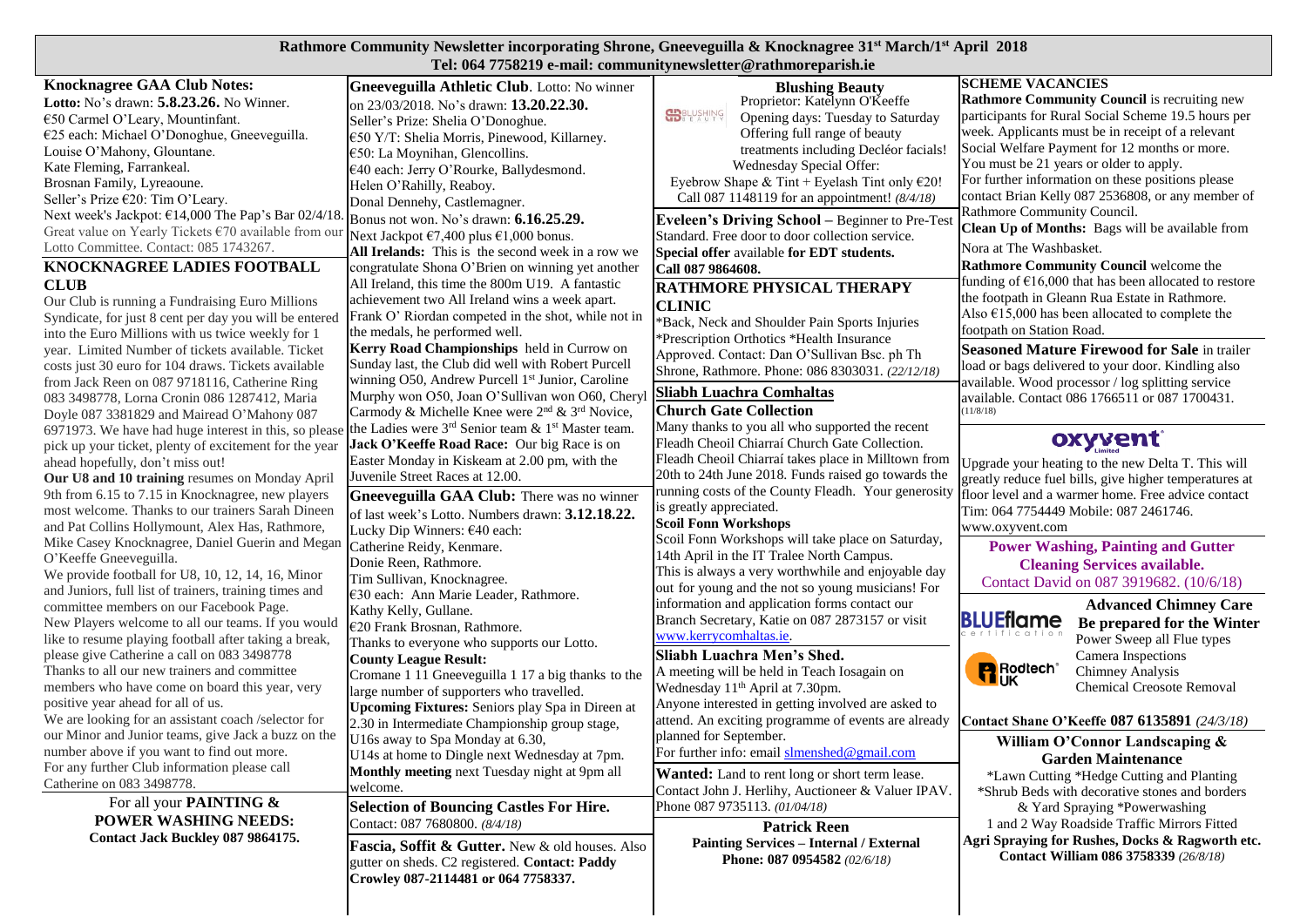# Rathmore Community Newsletter incorporating Shrone, Gneeveguilla & Knocknagree 31st March/1st April 2018

**Tel: 064 7758219 e-mail: communitynewsletter@rathmoreparish.ie**

## Knocknagree GAA Club Notes:

**Lotto:** No's drawn: **5.8.23.26.** No Winner.
€50 Carmel O'Leary, Mountinfant.
€25 each: Michael O'Donoghue, Gneeveguilla.
Louise O'Mahony, Glountane.
Kate Fleming, Farrankeal.
Brosnan Family, Lyreaoune.
Seller's Prize €20: Tim O'Leary.
Next week's Jackpot: €14,000 The Pap's Bar 02/4/18.
Great value on Yearly Tickets €70 available from our Lotto Committee. Contact: 085 1743267.

## KNOCKNAGREE LADIES FOOTBALL CLUB

Our Club is running a Fundraising Euro Millions Syndicate, for just 8 cent per day you will be entered into the Euro Millions with us twice weekly for 1 year. Limited Number of tickets available. Ticket costs just 30 euro for 104 draws. Tickets available from Jack Reen on 087 9718116, Catherine Ring 083 3498778, Lorna Cronin 086 1287412, Maria Doyle 087 3381829 and Mairead O'Mahony 087 6971973. We have had huge interest in this, so please pick up your ticket, plenty of excitement for the year ahead hopefully, don't miss out!

**Our U8 and 10 training** resumes on Monday April 9th from 6.15 to 7.15 in Knocknagree, new players most welcome. Thanks to our trainers Sarah Dineen and Pat Collins Hollymount, Alex Has, Rathmore, Mike Casey Knocknagree, Daniel Guerin and Megan O'Keeffe Gneeveguilla.

We provide football for U8, 10, 12, 14, 16, Minor and Juniors, full list of trainers, training times and committee members on our Facebook Page.

New Players welcome to all our teams. If you would like to resume playing football after taking a break, please give Catherine a call on 083 3498778

Thanks to all our new trainers and committee members who have come on board this year, very positive year ahead for all of us.

We are looking for an assistant coach /selector for our Minor and Junior teams, give Jack a buzz on the number above if you want to find out more.

For any further Club information please call Catherine on 083 3498778.

For all your **PAINTING & POWER WASHING NEEDS:**
**Contact Jack Buckley 087 9864175.**

---

**Gneeveguilla Athletic Club**. Lotto: No winner on 23/03/2018. No's drawn: **13.20.22.30.**
Seller's Prize: Shelia O'Donoghue.
€50 Y/T: Shelia Morris, Pinewood, Killarney.
€50: La Moynihan, Glencollins.
€40 each: Jerry O'Rourke, Ballydesmond.
Helen O'Rahilly, Reaboy.
Donal Dennehy, Castlemagner.
Bonus not won. No's drawn: **6.16.25.29.**
Next Jackpot €7,400 plus €1,000 bonus.

**All Irelands:** This is the second week in a row we congratulate Shona O'Brien on winning yet another All Ireland, this time the 800m U19. A fantastic achievement two All Ireland wins a week apart. Frank O' Riordan competed in the shot, while not in the medals, he performed well.

**Kerry Road Championships** held in Currow on Sunday last, the Club did well with Robert Purcell winning O50, Andrew Purcell 1st Junior, Caroline Murphy won O50, Joan O'Sullivan won O60, Cheryl Carmody & Michelle Knee were 2nd & 3rd Novice, the Ladies were 3rd Senior team & 1st Master team.

**Jack O'Keeffe Road Race:** Our big Race is on Easter Monday in Kiskeam at 2.00 pm, with the Juvenile Street Races at 12.00.

**Gneeveguilla GAA Club:** There was no winner of last week's Lotto. Numbers drawn: **3.12.18.22.**
Lucky Dip Winners: €40 each:
Catherine Reidy, Kenmare.
Donie Reen, Rathmore.
Tim Sullivan, Knocknagree.
€30 each: Ann Marie Leader, Rathmore.
Kathy Kelly, Gullane.
€20 Frank Brosnan, Rathmore.
Thanks to everyone who supports our Lotto.

**County League Result:**
Cromane 1 11 Gneeveguilla 1 17 a big thanks to the large number of supporters who travelled.

**Upcoming Fixtures:** Seniors play Spa in Direen at 2.30 in Intermediate Championship group stage, U16s away to Spa Monday at 6.30, U14s at home to Dingle next Wednesday at 7pm.

**Monthly meeting** next Tuesday night at 9pm all welcome.

**Selection of Bouncing Castles For Hire.**
Contact: 087 7680800. *(8/4/18)*

**Fascia, Soffit & Gutter.** New & old houses. Also gutter on sheds. C2 registered. **Contact: Paddy Crowley 087-2114481 or 064 7758337.**

---

**Blushing Beauty**
Proprietor: Katelynn O'Keeffe
Opening days: Tuesday to Saturday
Offering full range of beauty treatments including Decléor facials!
Wednesday Special Offer:
Eyebrow Shape & Tint + Eyelash Tint only €20!
Call 087 1148119 for an appointment! *(8/4/18)*

**Eveleen's Driving School** – Beginner to Pre-Test Standard. Free door to door collection service. **Special offer** available **for EDT students. Call 087 9864608.**

**RATHMORE PHYSICAL THERAPY CLINIC**
*Back, Neck and Shoulder Pain Sports Injuries
*Prescription Orthotics *Health Insurance Approved. Contact: Dan O'Sullivan Bsc. ph Th Shrone, Rathmore. Phone: 086 8303031. *(22/12/18)*

**Sliabh Luachra Comhaltas**

**Church Gate Collection**
Many thanks to you all who supported the recent Fleadh Cheoil Chiarraí Church Gate Collection. Fleadh Cheoil Chiarraí takes place in Milltown from 20th to 24th June 2018. Funds raised go towards the running costs of the County Fleadh. Your generosity is greatly appreciated.

**Scoil Fonn Workshops**
Scoil Fonn Workshops will take place on Saturday, 14th April in the IT Tralee North Campus.
This is always a very worthwhile and enjoyable day out for young and the not so young musicians! For information and application forms contact our Branch Secretary, Katie on 087 2873157 or visit www.kerrycomhaltas.ie.

**Sliabh Luachra Men's Shed.**
A meeting will be held in Teach Iosagain on Wednesday 11th April at 7.30pm.
Anyone interested in getting involved are asked to attend. An exciting programme of events are already planned for September.
For further info: email slmenshed@gmail.com

**Wanted:** Land to rent long or short term lease. Contact John J. Herlihy, Auctioneer & Valuer IPAV. Phone 087 9735113. *(01/04/18)*

**Patrick Reen**
**Painting Services – Internal / External**
**Phone: 087 0954582** *(02/6/18)*

---

**SCHEME VACANCIES**
**Rathmore Community Council** is recruiting new participants for Rural Social Scheme 19.5 hours per week. Applicants must be in receipt of a relevant Social Welfare Payment for 12 months or more. You must be 21 years or older to apply.
For further information on these positions please contact Brian Kelly 087 2536808, or any member of Rathmore Community Council.

**Clean Up of Months:** Bags will be available from Nora at The Washbasket.

**Rathmore Community Council** welcome the funding of €16,000 that has been allocated to restore the footpath in Gleann Rua Estate in Rathmore. Also €15,000 has been allocated to complete the footpath on Station Road.

**Seasoned Mature Firewood for Sale** in trailer load or bags delivered to your door. Kindling also available. Wood processor / log splitting service available. Contact 086 1766511 or 087 1700431. (11/8/18)

**oxyvent**
Upgrade your heating to the new Delta T. This will greatly reduce fuel bills, give higher temperatures at floor level and a warmer home. Free advice contact Tim: 064 7754449 Mobile: 087 2461746.
www.oxyvent.com

**Power Washing, Painting and Gutter Cleaning Services available.**
Contact David on 087 3919682. (10/6/18)

**BLUEflame**
**Advanced Chimney Care**
**Be prepared for the Winter**
Power Sweep all Flue types
Camera Inspections
Chimney Analysis
Chemical Creosote Removal

**Contact Shane O'Keeffe 087 6135891** *(24/3/18)*

**William O'Connor Landscaping & Garden Maintenance**
*Lawn Cutting *Hedge Cutting and Planting
*Shrub Beds with decorative stones and borders & Yard Spraying *Powerwashing
1 and 2 Way Roadside Traffic Mirrors Fitted
**Agri Spraying for Rushes, Docks & Ragworth etc.**
**Contact William 086 3758339** *(26/8/18)*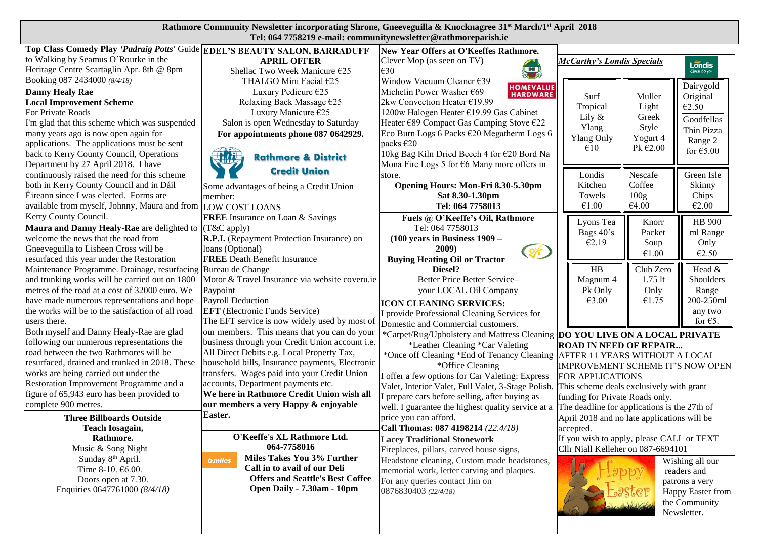**Rathmore Community Newsletter incorporating Shrone, Gneeveguilla & Knocknagree 31st March/1st April 2018**
**Tel: 064 7758219 e-mail: communitynewsletter@rathmoreparish.ie**

**Top Class Comedy Play *'Padraig Potts'*** Guide to Walking by Seamus O'Rourke in the Heritage Centre Scartaglin Apr. 8th @ 8pm Booking 087 2434000 *(8/4/18)*

**Danny Healy Rae**
**Local Improvement Scheme**
For Private Roads
I'm glad that this scheme which was suspended many years ago is now open again for applications. The applications must be sent back to Kerry County Council, Operations Department by 27 April 2018. I have continuously raised the need for this scheme both in Kerry County Council and in Dáil Éireann since I was elected. Forms are available from myself, Johnny, Maura and from Kerry County Council.

**Maura and Danny Healy-Rae** are delighted to welcome the news that the road from Gneeveguilla to Lisheen Cross will be resurfaced this year under the Restoration Maintenance Programme. Drainage, resurfacing and trunking works will be carried out on 1800 metres of the road at a cost of 32000 euro. We have made numerous representations and hope the works will be to the satisfaction of all road users there.
Both myself and Danny Healy-Rae are glad following our numerous representations the road between the two Rathmores will be resurfaced, drained and trunked in 2018. These works are being carried out under the Restoration Improvement Programme and a figure of 65,943 euro has been provided to complete 900 metres.

**Three Billboards Outside Teach Iosagain, Rathmore.**
Music & Song Night
Sunday 8th April.
Time 8-10. €6.00.
Doors open at 7.30.
Enquiries 0647761000 *(8/4/18)*

**EDEL'S BEAUTY SALON, BARRADUFF**
**APRIL OFFER**
Shellac Two Week Manicure €25
THALGO Mini Facial €25
Luxury Pedicure €25
Relaxing Back Massage €25
Luxury Manicure €25
Salon is open Wednesday to Saturday
**For appointments phone 087 0642929.**

**Rathmore & District Credit Union**
Some advantages of being a Credit Union member:
LOW COST LOANS
**FREE** Insurance on Loan & Savings (T&C apply)
**R.P.I.** (Repayment Protection Insurance) on loans (Optional)
**FREE** Death Benefit Insurance
Bureau de Change
Motor & Travel Insurance via website coveru.ie
Paypoint
Payroll Deduction
**EFT** (Electronic Funds Service)
The EFT service is now widely used by most of our members. This means that you can do your business through your Credit Union account i.e. All Direct Debits e.g. Local Property Tax, household bills, Insurance payments, Electronic transfers. Wages paid into your Credit Union accounts, Department payments etc.
**We here in Rathmore Credit Union wish all our members a very Happy & enjoyable Easter.**

**O'Keeffe's XL Rathmore Ltd.**
**064-7758016**
**Miles Takes You 3% Further**
**Call in to avail of our Deli**
**Offers and Seattle's Best Coffee**
**Open Daily - 7.30am - 10pm**

**New Year Offers at O'Keeffes Rathmore.**
Clever Mop (as seen on TV) €30
Window Vacuum Cleaner €39
Michelin Power Washer €69
2kw Convection Heater €19.99
1200w Halogen Heater €19.99 Gas Cabinet Heater €89 Compact Gas Camping Stove €22
Eco Burn Logs 6 Packs €20 Megatherm Logs 6 packs €20
10kg Bag Kiln Dried Beech 4 for €20 Bord Na Mona Fire Logs 5 for €6 Many more offers in store.
**Opening Hours: Mon-Fri 8.30-5.30pm**
**Sat 8.30-1.30pm**
**Tel: 064 7758013**

**Fuels @ O'Keeffe's Oil, Rathmore**
Tel: 064 7758013
**(100 years in Business 1909 – 2009)**
**Buying Heating Oil or Tractor Diesel?**
Better Price Better Service–
your LOCAL Oil Company

**ICON CLEANING SERVICES:**
I provide Professional Cleaning Services for Domestic and Commercial customers.
*Carpet/Rug/Upholstery and Mattress Cleaning
*Leather Cleaning *Car Valeting
*Once off Cleaning *End of Tenancy Cleaning
*Office Cleaning
I offer a few options for Car Valeting: Express Valet, Interior Valet, Full Valet, 3-Stage Polish. I prepare cars before selling, after buying as well. I guarantee the highest quality service at a price you can afford.
**Call Thomas: 087 4198214** *(22.4/18)*

**Lacey Traditional Stonework**
Fireplaces, pillars, carved house signs, Headstone cleaning, Custom made headstones, memorial work, letter carving and plaques.
For any queries contact Jim on 0876830403 *(22/4/18)*

***McCarthy's Londis Specials***

| | | |
|---|---|---|
| Surf Tropical Lily & Ylang Ylang Only €10 | Muller Light Greek Style Yogurt 4 Pk €2.00 | Dairygold Original €2.50 / Goodfellas Thin Pizza Range 2 for €5.00 |
| Londis Kitchen Towels €1.00 | Nescafe Coffee 100g €4.00 | Green Isle Skinny Chips €2.00 |
| Lyons Tea Bags 40's €2.19 | Knorr Packet Soup €1.00 | HB 900 ml Range Only €2.50 |
| HB Magnum 4 Pk Only €3.00 | Club Zero 1.75 lt Only €1.75 | Head & Shoulders Range 200-250ml any two for €5. |

**DO YOU LIVE ON A LOCAL PRIVATE ROAD IN NEED OF REPAIR...**
AFTER 11 YEARS WITHOUT A LOCAL IMPROVEMENT SCHEME IT'S NOW OPEN FOR APPLICATIONS
This scheme deals exclusively with grant funding for Private Roads only.
The deadline for applications is the 27th of April 2018 and no late applications will be accepted.
If you wish to apply, please CALL or TEXT Cllr Niall Kelleher on 087-6694101

Happy Easter

Wishing all our readers and patrons a very Happy Easter from the Community Newsletter.